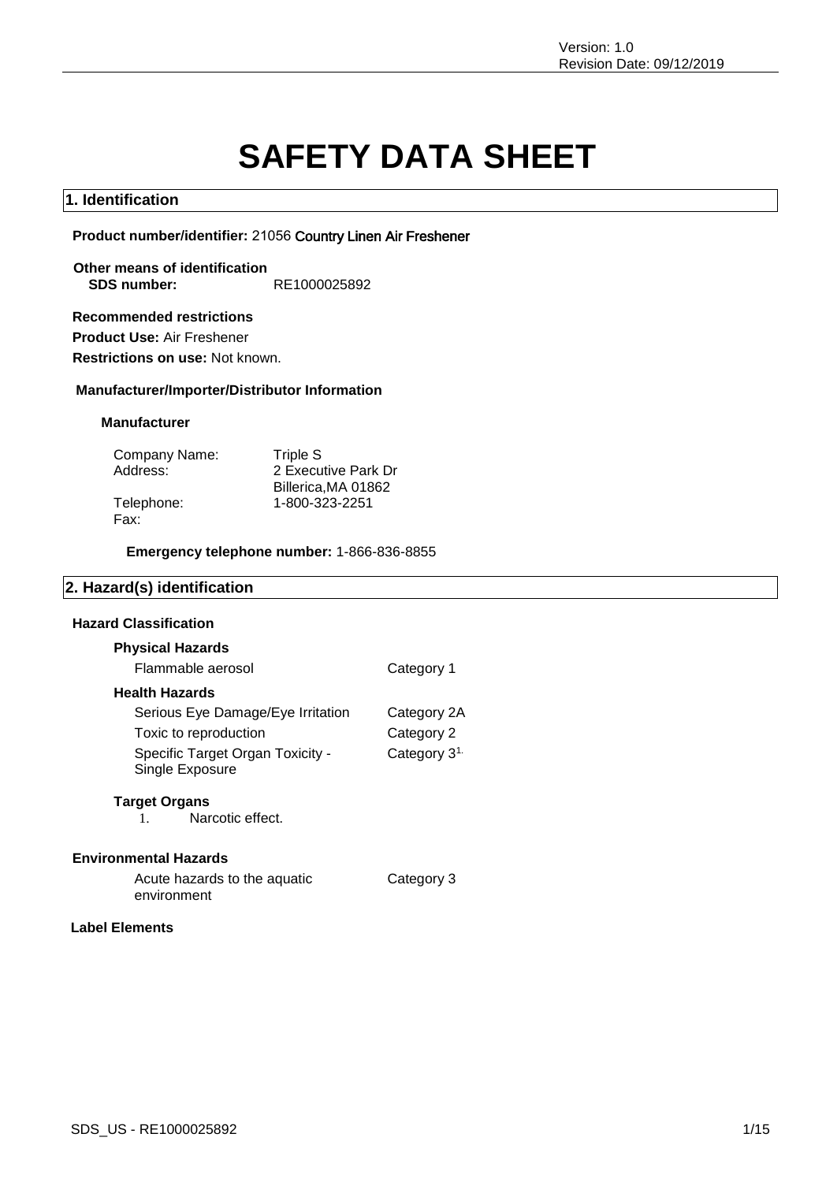Version: 1.0
Revision Date: 09/12/2019

# SAFETY DATA SHEET

## 1. Identification

**Product number/identifier:** 21056 Country Linen Air Freshener

**Other means of identification**
**SDS number:** RE1000025892

**Recommended restrictions**
**Product Use:** Air Freshener
**Restrictions on use:** Not known.

**Manufacturer/Importer/Distributor Information**

**Manufacturer**

| | |
|---|---|
| Company Name: | Triple S |
| Address: | 2 Executive Park Dr<br>Billerica,MA 01862 |
| Telephone: | 1-800-323-2251 |
| Fax: | |

**Emergency telephone number:** 1-866-836-8855

## 2. Hazard(s) identification

**Hazard Classification**

**Physical Hazards**

| | |
|---|---|
| Flammable aerosol | Category 1 |

**Health Hazards**

| | |
|---|---|
| Serious Eye Damage/Eye Irritation | Category 2A |
| Toxic to reproduction | Category 2 |
| Specific Target Organ Toxicity - Single Exposure | Category 3[1.] |

**Target Organs**

1. Narcotic effect.

**Environmental Hazards**

| | |
|---|---|
| Acute hazards to the aquatic environment | Category 3 |

**Label Elements**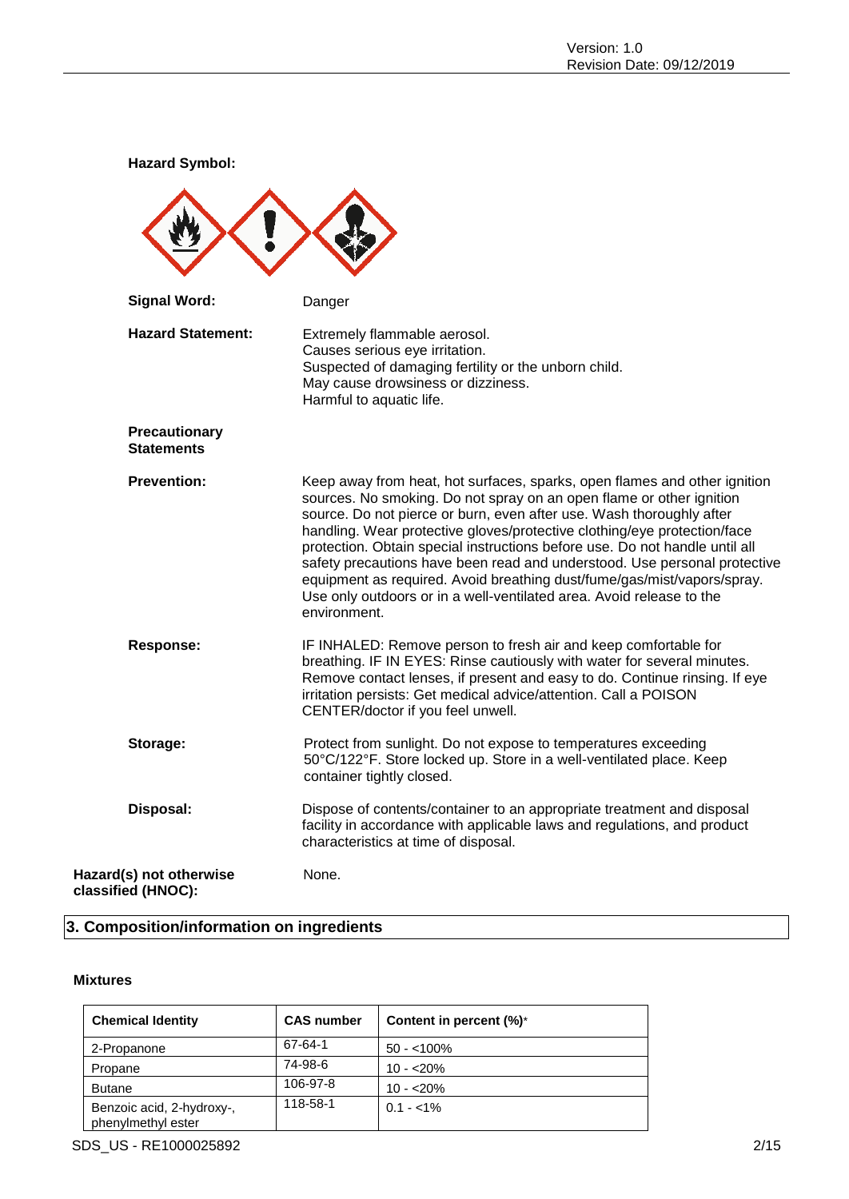**Hazard Symbol:**

**Signal Word:** Danger

**Hazard Statement:**
Extremely flammable aerosol.
Causes serious eye irritation.
Suspected of damaging fertility or the unborn child.
May cause drowsiness or dizziness.
Harmful to aquatic life.

**Precautionary Statements**

**Prevention:** Keep away from heat, hot surfaces, sparks, open flames and other ignition sources. No smoking. Do not spray on an open flame or other ignition source. Do not pierce or burn, even after use. Wash thoroughly after handling. Wear protective gloves/protective clothing/eye protection/face protection. Obtain special instructions before use. Do not handle until all safety precautions have been read and understood. Use personal protective equipment as required. Avoid breathing dust/fume/gas/mist/vapors/spray. Use only outdoors or in a well-ventilated area. Avoid release to the environment.

**Response:** IF INHALED: Remove person to fresh air and keep comfortable for breathing. IF IN EYES: Rinse cautiously with water for several minutes. Remove contact lenses, if present and easy to do. Continue rinsing. If eye irritation persists: Get medical advice/attention. Call a POISON CENTER/doctor if you feel unwell.

**Storage:** Protect from sunlight. Do not expose to temperatures exceeding 50°C/122°F. Store locked up. Store in a well-ventilated place. Keep container tightly closed.

**Disposal:** Dispose of contents/container to an appropriate treatment and disposal facility in accordance with applicable laws and regulations, and product characteristics at time of disposal.

**Hazard(s) not otherwise classified (HNOC):** None.

## 3. Composition/information on ingredients

### Mixtures

| Chemical Identity | CAS number | Content in percent (%)* |
|---|---|---|
| 2-Propanone | 67-64-1 | 50 - <100% |
| Propane | 74-98-6 | 10 - <20% |
| Butane | 106-97-8 | 10 - <20% |
| Benzoic acid, 2-hydroxy-, phenylmethyl ester | 118-58-1 | 0.1 - <1% |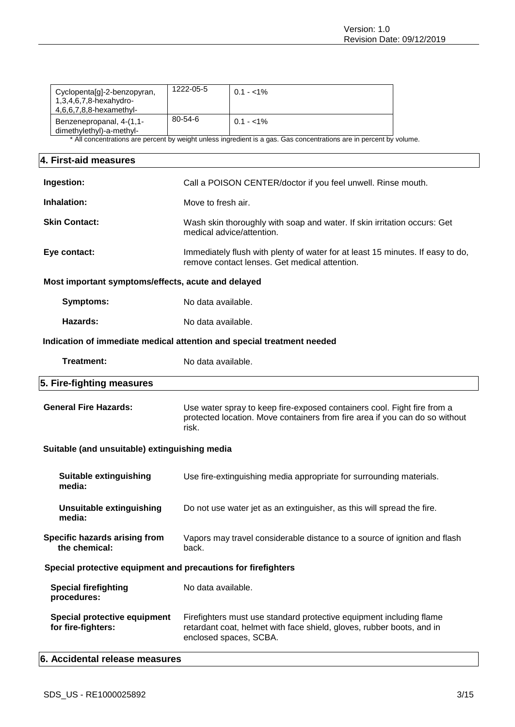| | | |
|---|---|---|
| Cyclopenta[g]-2-benzopyran, 1,3,4,6,7,8-hexahydro-4,6,6,7,8,8-hexamethyl- | 1222-05-5 | 0.1 - <1% |
| Benzenepropanal, 4-(1,1-dimethylethyl)-a-methyl- | 80-54-6 | 0.1 - <1% |

* All concentrations are percent by weight unless ingredient is a gas. Gas concentrations are in percent by volume.

## 4. First-aid measures

**Ingestion:** Call a POISON CENTER/doctor if you feel unwell. Rinse mouth.

**Inhalation:** Move to fresh air.

**Skin Contact:** Wash skin thoroughly with soap and water. If skin irritation occurs: Get medical advice/attention.

**Eye contact:** Immediately flush with plenty of water for at least 15 minutes. If easy to do, remove contact lenses. Get medical attention.

### Most important symptoms/effects, acute and delayed

**Symptoms:** No data available.

**Hazards:** No data available.

### Indication of immediate medical attention and special treatment needed

**Treatment:** No data available.

## 5. Fire-fighting measures

**General Fire Hazards:** Use water spray to keep fire-exposed containers cool. Fight fire from a protected location. Move containers from fire area if you can do so without risk.

### Suitable (and unsuitable) extinguishing media

**Suitable extinguishing media:** Use fire-extinguishing media appropriate for surrounding materials.

**Unsuitable extinguishing media:** Do not use water jet as an extinguisher, as this will spread the fire.

**Specific hazards arising from the chemical:** Vapors may travel considerable distance to a source of ignition and flash back.

### Special protective equipment and precautions for firefighters

**Special firefighting procedures:** No data available.

**Special protective equipment for fire-fighters:** Firefighters must use standard protective equipment including flame retardant coat, helmet with face shield, gloves, rubber boots, and in enclosed spaces, SCBA.

## 6. Accidental release measures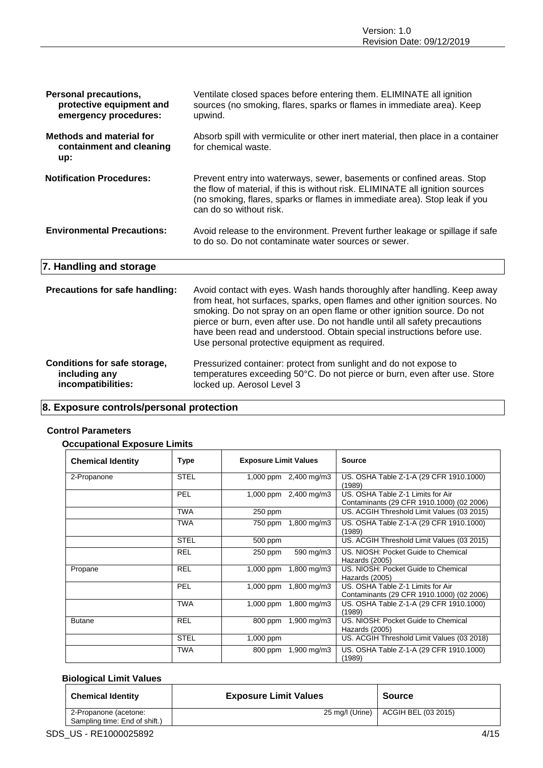**Personal precautions, protective equipment and emergency procedures:** Ventilate closed spaces before entering them. ELIMINATE all ignition sources (no smoking, flares, sparks or flames in immediate area). Keep upwind.

**Methods and material for containment and cleaning up:** Absorb spill with vermiculite or other inert material, then place in a container for chemical waste.

**Notification Procedures:** Prevent entry into waterways, sewer, basements or confined areas. Stop the flow of material, if this is without risk. ELIMINATE all ignition sources (no smoking, flares, sparks or flames in immediate area). Stop leak if you can do so without risk.

**Environmental Precautions:** Avoid release to the environment. Prevent further leakage or spillage if safe to do so. Do not contaminate water sources or sewer.

## 7. Handling and storage

**Precautions for safe handling:** Avoid contact with eyes. Wash hands thoroughly after handling. Keep away from heat, hot surfaces, sparks, open flames and other ignition sources. No smoking. Do not spray on an open flame or other ignition source. Do not pierce or burn, even after use. Do not handle until all safety precautions have been read and understood. Obtain special instructions before use. Use personal protective equipment as required.

**Conditions for safe storage, including any incompatibilities:** Pressurized container: protect from sunlight and do not expose to temperatures exceeding 50°C. Do not pierce or burn, even after use. Store locked up. Aerosol Level 3

## 8. Exposure controls/personal protection

### Control Parameters

#### Occupational Exposure Limits

| Chemical Identity | Type | Exposure Limit Values | | Source |
|---|---|---|---|---|
| 2-Propanone | STEL | 1,000 ppm | 2,400 mg/m3 | US. OSHA Table Z-1-A (29 CFR 1910.1000) (1989) |
| | PEL | 1,000 ppm | 2,400 mg/m3 | US. OSHA Table Z-1 Limits for Air Contaminants (29 CFR 1910.1000) (02 2006) |
| | TWA | 250 ppm | | US. ACGIH Threshold Limit Values (03 2015) |
| | TWA | 750 ppm | 1,800 mg/m3 | US. OSHA Table Z-1-A (29 CFR 1910.1000) (1989) |
| | STEL | 500 ppm | | US. ACGIH Threshold Limit Values (03 2015) |
| | REL | 250 ppm | 590 mg/m3 | US. NIOSH: Pocket Guide to Chemical Hazards (2005) |
| Propane | REL | 1,000 ppm | 1,800 mg/m3 | US. NIOSH: Pocket Guide to Chemical Hazards (2005) |
| | PEL | 1,000 ppm | 1,800 mg/m3 | US. OSHA Table Z-1 Limits for Air Contaminants (29 CFR 1910.1000) (02 2006) |
| | TWA | 1,000 ppm | 1,800 mg/m3 | US. OSHA Table Z-1-A (29 CFR 1910.1000) (1989) |
| Butane | REL | 800 ppm | 1,900 mg/m3 | US. NIOSH: Pocket Guide to Chemical Hazards (2005) |
| | STEL | 1,000 ppm | | US. ACGIH Threshold Limit Values (03 2018) |
| | TWA | 800 ppm | 1,900 mg/m3 | US. OSHA Table Z-1-A (29 CFR 1910.1000) (1989) |

#### Biological Limit Values

| Chemical Identity | Exposure Limit Values | Source |
|---|---|---|
| 2-Propanone (acetone: Sampling time: End of shift.) | 25 mg/l (Urine) | ACGIH BEL (03 2015) |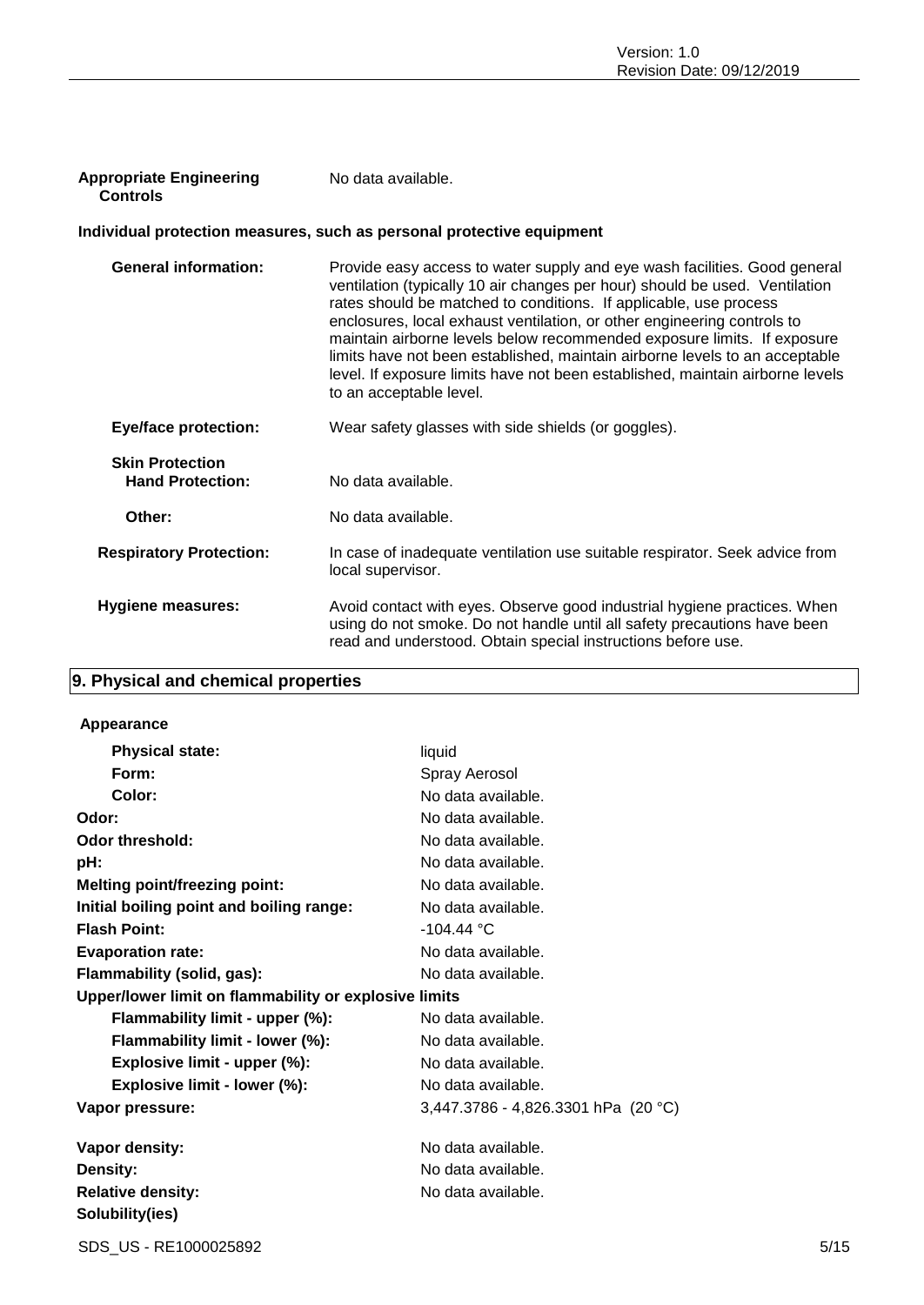| | |
|---|---|
| **Appropriate Engineering Controls** | No data available. |

**Individual protection measures, such as personal protective equipment**

| | |
|---|---|
| **General information:** | Provide easy access to water supply and eye wash facilities. Good general ventilation (typically 10 air changes per hour) should be used. Ventilation rates should be matched to conditions. If applicable, use process enclosures, local exhaust ventilation, or other engineering controls to maintain airborne levels below recommended exposure limits. If exposure limits have not been established, maintain airborne levels to an acceptable level. If exposure limits have not been established, maintain airborne levels to an acceptable level. |
| **Eye/face protection:** | Wear safety glasses with side shields (or goggles). |
| **Skin Protection** | |
| **Hand Protection:** | No data available. |
| **Other:** | No data available. |
| **Respiratory Protection:** | In case of inadequate ventilation use suitable respirator. Seek advice from local supervisor. |
| **Hygiene measures:** | Avoid contact with eyes. Observe good industrial hygiene practices. When using do not smoke. Do not handle until all safety precautions have been read and understood. Obtain special instructions before use. |

## 9. Physical and chemical properties

**Appearance**

| | |
|---|---|
| **Physical state:** | liquid |
| **Form:** | Spray Aerosol |
| **Color:** | No data available. |
| **Odor:** | No data available. |
| **Odor threshold:** | No data available. |
| **pH:** | No data available. |
| **Melting point/freezing point:** | No data available. |
| **Initial boiling point and boiling range:** | No data available. |
| **Flash Point:** | -104.44 °C |
| **Evaporation rate:** | No data available. |
| **Flammability (solid, gas):** | No data available. |
| **Upper/lower limit on flammability or explosive limits** | |
| **Flammability limit - upper (%):** | No data available. |
| **Flammability limit - lower (%):** | No data available. |
| **Explosive limit - upper (%):** | No data available. |
| **Explosive limit - lower (%):** | No data available. |
| **Vapor pressure:** | 3,447.3786 - 4,826.3301 hPa (20 °C) |
| **Vapor density:** | No data available. |
| **Density:** | No data available. |
| **Relative density:** | No data available. |
| **Solubility(ies)** | |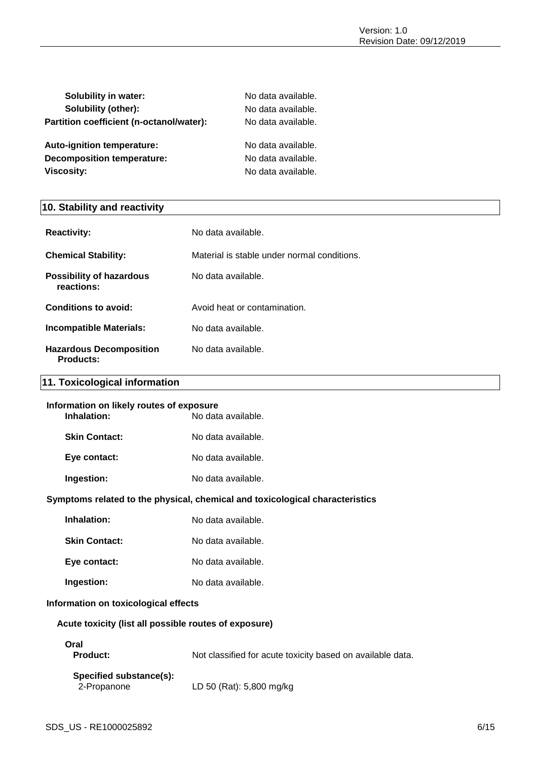**Solubility in water:** No data available.

**Solubility (other):** No data available.

**Partition coefficient (n-octanol/water):** No data available.

**Auto-ignition temperature:** No data available.

**Decomposition temperature:** No data available.

**Viscosity:** No data available.

## 10. Stability and reactivity

**Reactivity:** No data available.

**Chemical Stability:** Material is stable under normal conditions.

**Possibility of hazardous reactions:** No data available.

**Conditions to avoid:** Avoid heat or contamination.

**Incompatible Materials:** No data available.

**Hazardous Decomposition Products:** No data available.

## 11. Toxicological information

**Information on likely routes of exposure**

**Inhalation:** No data available.

**Skin Contact:** No data available.

**Eye contact:** No data available.

**Ingestion:** No data available.

**Symptoms related to the physical, chemical and toxicological characteristics**

**Inhalation:** No data available.

**Skin Contact:** No data available.

**Eye contact:** No data available.

**Ingestion:** No data available.

**Information on toxicological effects**

**Acute toxicity (list all possible routes of exposure)**

**Oral**

**Product:** Not classified for acute toxicity based on available data.

**Specified substance(s):**

2-Propanone LD 50 (Rat): 5,800 mg/kg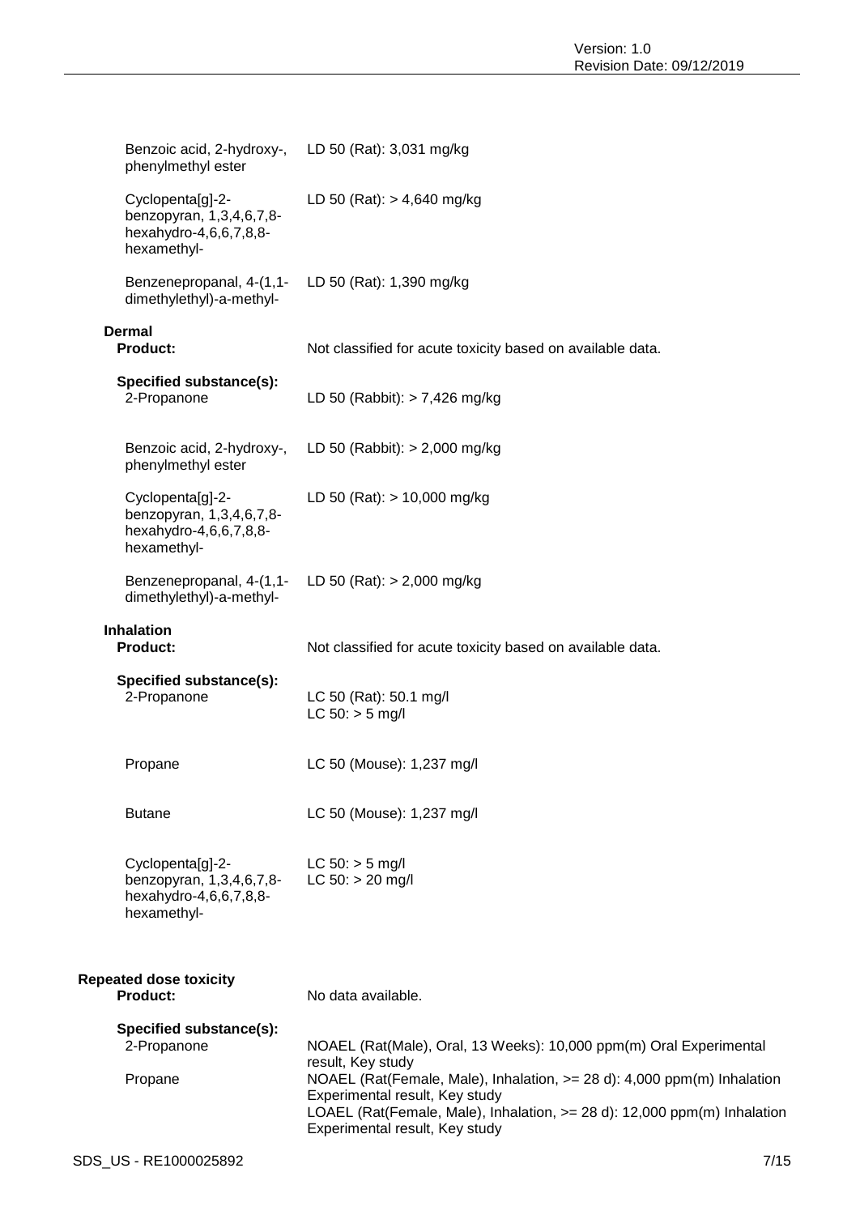| | |
|---|---|
| Benzoic acid, 2-hydroxy-, phenylmethyl ester | LD 50 (Rat): 3,031 mg/kg |
| Cyclopenta[g]-2-benzopyran, 1,3,4,6,7,8-hexahydro-4,6,6,7,8,8-hexamethyl- | LD 50 (Rat): > 4,640 mg/kg |
| Benzenepropanal, 4-(1,1-dimethylethyl)-a-methyl- | LD 50 (Rat): 1,390 mg/kg |

**Dermal**

**Product:** Not classified for acute toxicity based on available data.

**Specified substance(s):**

| | |
|---|---|
| 2-Propanone | LD 50 (Rabbit): > 7,426 mg/kg |
| Benzoic acid, 2-hydroxy-, phenylmethyl ester | LD 50 (Rabbit): > 2,000 mg/kg |
| Cyclopenta[g]-2-benzopyran, 1,3,4,6,7,8-hexahydro-4,6,6,7,8,8-hexamethyl- | LD 50 (Rat): > 10,000 mg/kg |
| Benzenepropanal, 4-(1,1-dimethylethyl)-a-methyl- | LD 50 (Rat): > 2,000 mg/kg |

**Inhalation**

**Product:** Not classified for acute toxicity based on available data.

**Specified substance(s):**

| | |
|---|---|
| 2-Propanone | LC 50 (Rat): 50.1 mg/l<br>LC 50: > 5 mg/l |
| Propane | LC 50 (Mouse): 1,237 mg/l |
| Butane | LC 50 (Mouse): 1,237 mg/l |
| Cyclopenta[g]-2-benzopyran, 1,3,4,6,7,8-hexahydro-4,6,6,7,8,8-hexamethyl- | LC 50: > 5 mg/l<br>LC 50: > 20 mg/l |

**Repeated dose toxicity**

**Product:** No data available.

**Specified substance(s):**

| | |
|---|---|
| 2-Propanone | NOAEL (Rat(Male), Oral, 13 Weeks): 10,000 ppm(m) Oral Experimental result, Key study |
| Propane | NOAEL (Rat(Female, Male), Inhalation, >= 28 d): 4,000 ppm(m) Inhalation Experimental result, Key study<br>LOAEL (Rat(Female, Male), Inhalation, >= 28 d): 12,000 ppm(m) Inhalation Experimental result, Key study |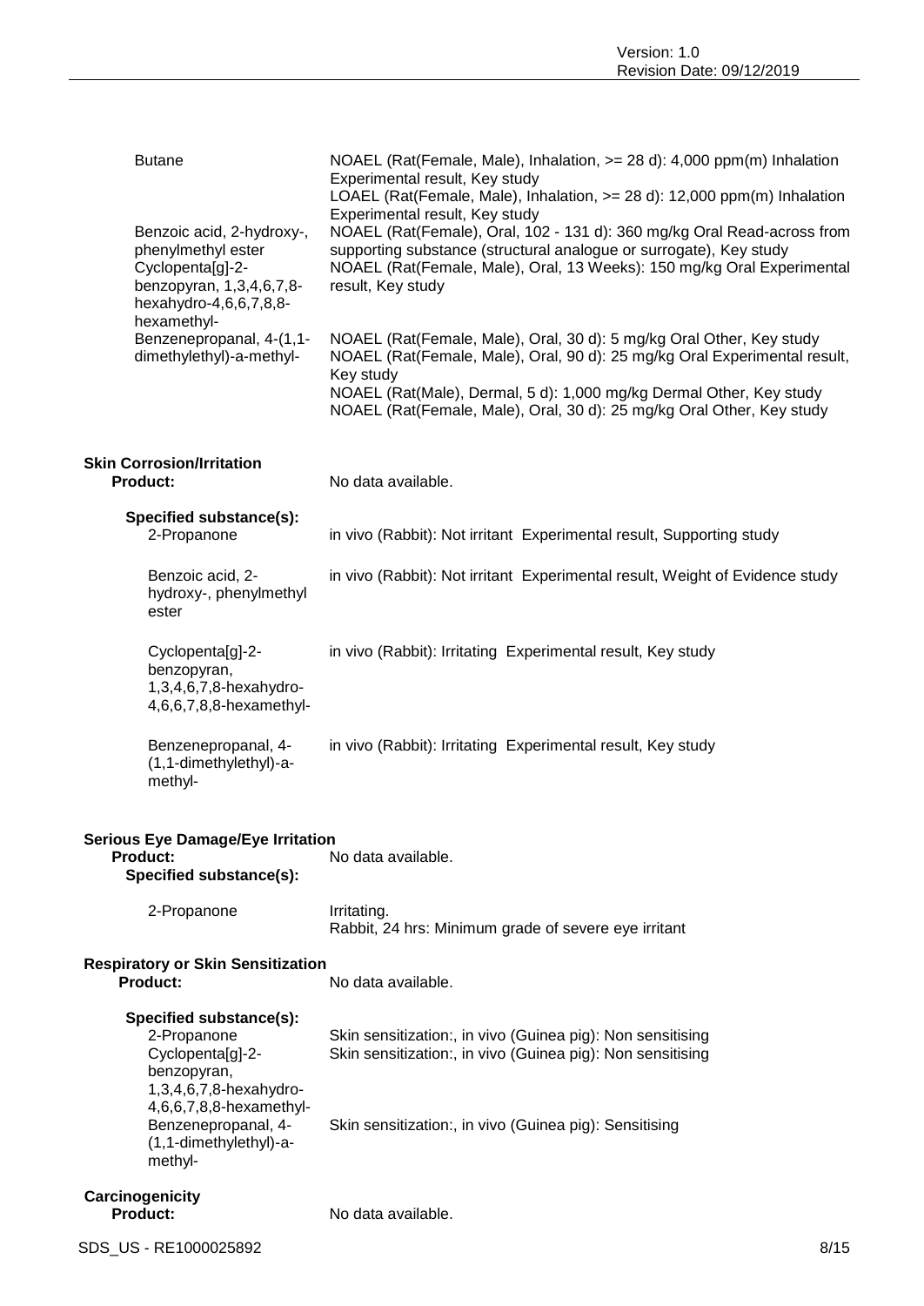| | |
|---|---|
| Butane | NOAEL (Rat(Female, Male), Inhalation, >= 28 d): 4,000 ppm(m) Inhalation Experimental result, Key study<br>LOAEL (Rat(Female, Male), Inhalation, >= 28 d): 12,000 ppm(m) Inhalation Experimental result, Key study |
| Benzoic acid, 2-hydroxy-, phenylmethyl ester | NOAEL (Rat(Female), Oral, 102 - 131 d): 360 mg/kg Oral Read-across from supporting substance (structural analogue or surrogate), Key study |
| Cyclopenta[g]-2-benzopyran, 1,3,4,6,7,8-hexahydro-4,6,6,7,8,8-hexamethyl- | NOAEL (Rat(Female, Male), Oral, 13 Weeks): 150 mg/kg Oral Experimental result, Key study |
| Benzenepropanal, 4-(1,1-dimethylethyl)-a-methyl- | NOAEL (Rat(Female, Male), Oral, 30 d): 5 mg/kg Oral Other, Key study<br>NOAEL (Rat(Female, Male), Oral, 90 d): 25 mg/kg Oral Experimental result, Key study<br>NOAEL (Rat(Male), Dermal, 5 d): 1,000 mg/kg Dermal Other, Key study<br>NOAEL (Rat(Female, Male), Oral, 30 d): 25 mg/kg Oral Other, Key study |

**Skin Corrosion/Irritation**

**Product:** No data available.

**Specified substance(s):**

| | |
|---|---|
| 2-Propanone | in vivo (Rabbit): Not irritant Experimental result, Supporting study |
| Benzoic acid, 2-hydroxy-, phenylmethyl ester | in vivo (Rabbit): Not irritant Experimental result, Weight of Evidence study |
| Cyclopenta[g]-2-benzopyran, 1,3,4,6,7,8-hexahydro-4,6,6,7,8,8-hexamethyl- | in vivo (Rabbit): Irritating Experimental result, Key study |
| Benzenepropanal, 4-(1,1-dimethylethyl)-a-methyl- | in vivo (Rabbit): Irritating Experimental result, Key study |

**Serious Eye Damage/Eye Irritation**

**Product:** No data available.

**Specified substance(s):**

| | |
|---|---|
| 2-Propanone | Irritating.<br>Rabbit, 24 hrs: Minimum grade of severe eye irritant |

**Respiratory or Skin Sensitization**

**Product:** No data available.

**Specified substance(s):**

| | |
|---|---|
| 2-Propanone | Skin sensitization:, in vivo (Guinea pig): Non sensitising |
| Cyclopenta[g]-2-benzopyran, 1,3,4,6,7,8-hexahydro-4,6,6,7,8,8-hexamethyl- | Skin sensitization:, in vivo (Guinea pig): Non sensitising |
| Benzenepropanal, 4-(1,1-dimethylethyl)-a-methyl- | Skin sensitization:, in vivo (Guinea pig): Sensitising |

**Carcinogenicity**

**Product:** No data available.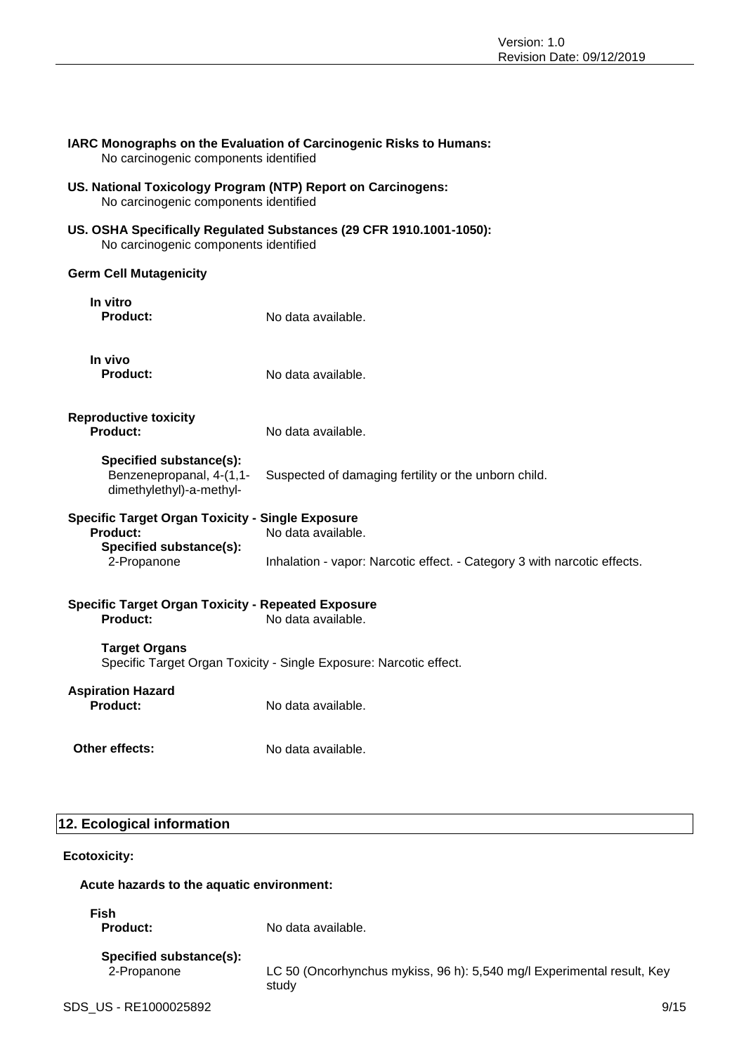**IARC Monographs on the Evaluation of Carcinogenic Risks to Humans:**
No carcinogenic components identified

**US. National Toxicology Program (NTP) Report on Carcinogens:**
No carcinogenic components identified

**US. OSHA Specifically Regulated Substances (29 CFR 1910.1001-1050):**
No carcinogenic components identified

**Germ Cell Mutagenicity**

**In vitro**

**Product:** No data available.

**In vivo**

**Product:** No data available.

**Reproductive toxicity**

**Product:** No data available.

**Specified substance(s):**
Benzenepropanal, 4-(1,1-dimethylethyl)-a-methyl- Suspected of damaging fertility or the unborn child.

**Specific Target Organ Toxicity - Single Exposure**

**Product:** No data available.

**Specified substance(s):**
2-Propanone Inhalation - vapor: Narcotic effect. - Category 3 with narcotic effects.

**Specific Target Organ Toxicity - Repeated Exposure**

**Product:** No data available.

**Target Organs**
Specific Target Organ Toxicity - Single Exposure: Narcotic effect.

**Aspiration Hazard**

**Product:** No data available.

**Other effects:** No data available.

## 12. Ecological information

**Ecotoxicity:**

**Acute hazards to the aquatic environment:**

**Fish**

**Product:** No data available.

**Specified substance(s):**
2-Propanone LC 50 (Oncorhynchus mykiss, 96 h): 5,540 mg/l Experimental result, Key study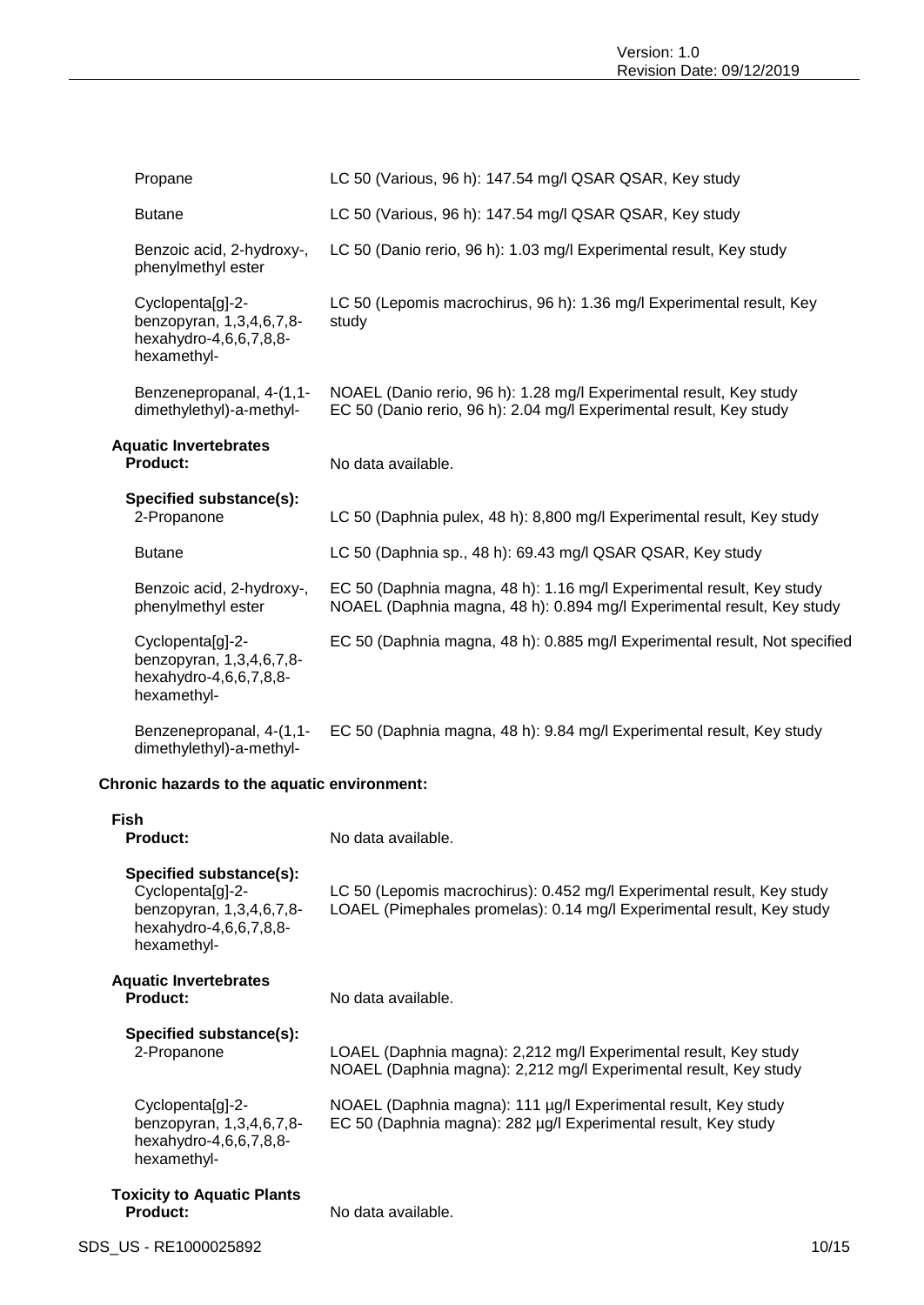| | |
|---|---|
| Propane | LC 50 (Various, 96 h): 147.54 mg/l QSAR QSAR, Key study |
| Butane | LC 50 (Various, 96 h): 147.54 mg/l QSAR QSAR, Key study |
| Benzoic acid, 2-hydroxy-, phenylmethyl ester | LC 50 (Danio rerio, 96 h): 1.03 mg/l Experimental result, Key study |
| Cyclopenta[g]-2-benzopyran, 1,3,4,6,7,8-hexahydro-4,6,6,7,8,8-hexamethyl- | LC 50 (Lepomis macrochirus, 96 h): 1.36 mg/l Experimental result, Key study |
| Benzenepropanal, 4-(1,1-dimethylethyl)-a-methyl- | NOAEL (Danio rerio, 96 h): 1.28 mg/l Experimental result, Key study<br>EC 50 (Danio rerio, 96 h): 2.04 mg/l Experimental result, Key study |

**Aquatic Invertebrates**

**Product:** No data available.

**Specified substance(s):**

| | |
|---|---|
| 2-Propanone | LC 50 (Daphnia pulex, 48 h): 8,800 mg/l Experimental result, Key study |
| Butane | LC 50 (Daphnia sp., 48 h): 69.43 mg/l QSAR QSAR, Key study |
| Benzoic acid, 2-hydroxy-, phenylmethyl ester | EC 50 (Daphnia magna, 48 h): 1.16 mg/l Experimental result, Key study<br>NOAEL (Daphnia magna, 48 h): 0.894 mg/l Experimental result, Key study |
| Cyclopenta[g]-2-benzopyran, 1,3,4,6,7,8-hexahydro-4,6,6,7,8,8-hexamethyl- | EC 50 (Daphnia magna, 48 h): 0.885 mg/l Experimental result, Not specified |
| Benzenepropanal, 4-(1,1-dimethylethyl)-a-methyl- | EC 50 (Daphnia magna, 48 h): 9.84 mg/l Experimental result, Key study |

**Chronic hazards to the aquatic environment:**

**Fish**

**Product:** No data available.

**Specified substance(s):**

| | |
|---|---|
| Cyclopenta[g]-2-benzopyran, 1,3,4,6,7,8-hexahydro-4,6,6,7,8,8-hexamethyl- | LC 50 (Lepomis macrochirus): 0.452 mg/l Experimental result, Key study<br>LOAEL (Pimephales promelas): 0.14 mg/l Experimental result, Key study |

**Aquatic Invertebrates**

**Product:** No data available.

**Specified substance(s):**

| | |
|---|---|
| 2-Propanone | LOAEL (Daphnia magna): 2,212 mg/l Experimental result, Key study<br>NOAEL (Daphnia magna): 2,212 mg/l Experimental result, Key study |
| Cyclopenta[g]-2-benzopyran, 1,3,4,6,7,8-hexahydro-4,6,6,7,8,8-hexamethyl- | NOAEL (Daphnia magna): 111 µg/l Experimental result, Key study<br>EC 50 (Daphnia magna): 282 µg/l Experimental result, Key study |

**Toxicity to Aquatic Plants**

**Product:** No data available.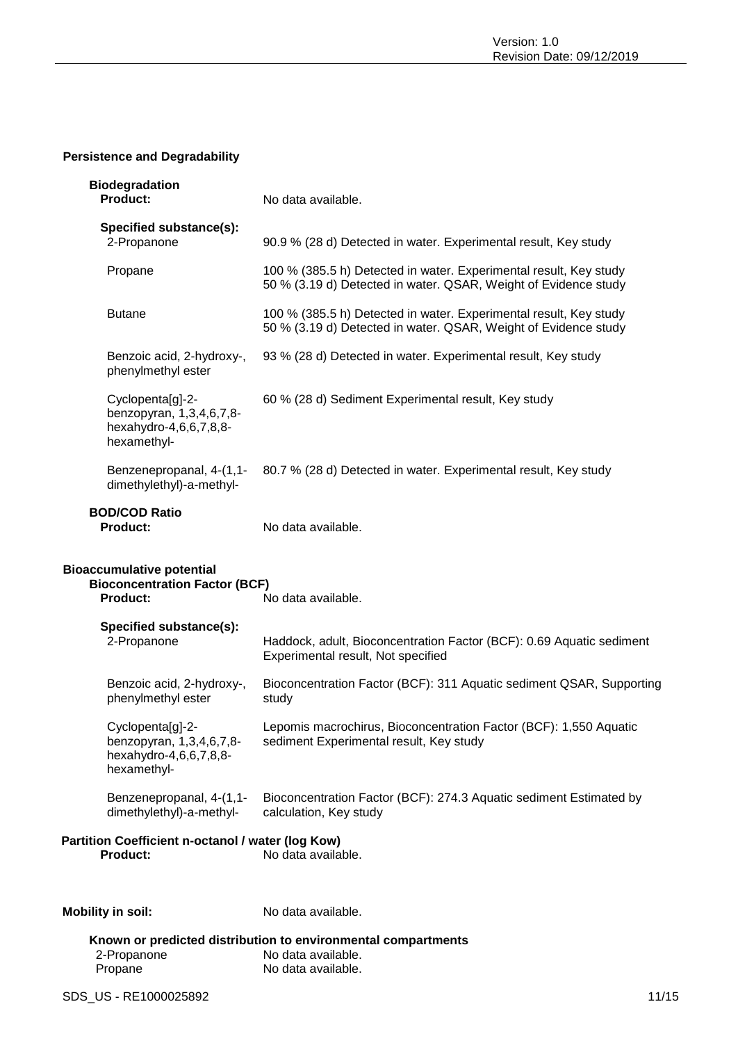### Persistence and Degradability

**Biodegradation**

**Product:** No data available.

**Specified substance(s):**

| | |
|---|---|
| 2-Propanone | 90.9 % (28 d) Detected in water. Experimental result, Key study |
| Propane | 100 % (385.5 h) Detected in water. Experimental result, Key study<br>50 % (3.19 d) Detected in water. QSAR, Weight of Evidence study |
| Butane | 100 % (385.5 h) Detected in water. Experimental result, Key study<br>50 % (3.19 d) Detected in water. QSAR, Weight of Evidence study |
| Benzoic acid, 2-hydroxy-, phenylmethyl ester | 93 % (28 d) Detected in water. Experimental result, Key study |
| Cyclopenta[g]-2-benzopyran, 1,3,4,6,7,8-hexahydro-4,6,6,7,8,8-hexamethyl- | 60 % (28 d) Sediment Experimental result, Key study |
| Benzenepropanal, 4-(1,1-dimethylethyl)-a-methyl- | 80.7 % (28 d) Detected in water. Experimental result, Key study |

**BOD/COD Ratio**

**Product:** No data available.

### Bioaccumulative potential

**Bioconcentration Factor (BCF)**

**Product:** No data available.

**Specified substance(s):**

| | |
|---|---|
| 2-Propanone | Haddock, adult, Bioconcentration Factor (BCF): 0.69 Aquatic sediment Experimental result, Not specified |
| Benzoic acid, 2-hydroxy-, phenylmethyl ester | Bioconcentration Factor (BCF): 311 Aquatic sediment QSAR, Supporting study |
| Cyclopenta[g]-2-benzopyran, 1,3,4,6,7,8-hexahydro-4,6,6,7,8,8-hexamethyl- | Lepomis macrochirus, Bioconcentration Factor (BCF): 1,550 Aquatic sediment Experimental result, Key study |
| Benzenepropanal, 4-(1,1-dimethylethyl)-a-methyl- | Bioconcentration Factor (BCF): 274.3 Aquatic sediment Estimated by calculation, Key study |

**Partition Coefficient n-octanol / water (log Kow)**

**Product:** No data available.

**Mobility in soil:** No data available.

**Known or predicted distribution to environmental compartments**

| | |
|---|---|
| 2-Propanone | No data available. |
| Propane | No data available. |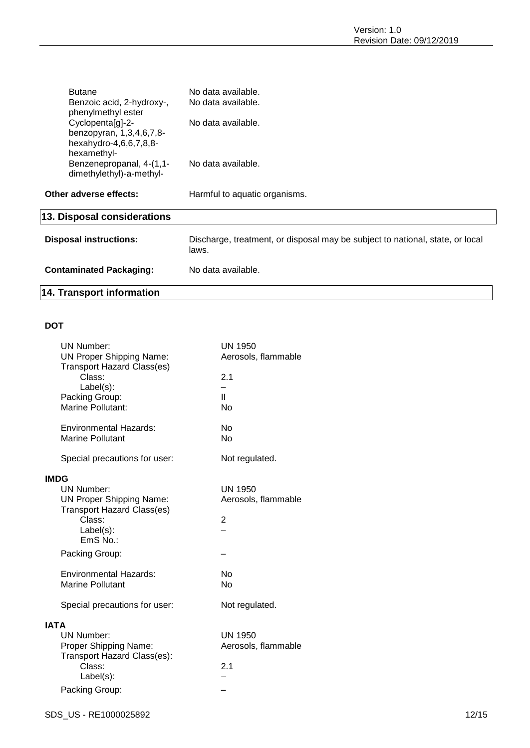| | |
|---|---|
| Butane | No data available. |
| Benzoic acid, 2-hydroxy-, phenylmethyl ester | No data available. |
| Cyclopenta[g]-2-benzopyran, 1,3,4,6,7,8-hexahydro-4,6,6,7,8,8-hexamethyl- | No data available. |
| Benzenepropanal, 4-(1,1-dimethylethyl)-a-methyl- | No data available. |

**Other adverse effects:** Harmful to aquatic organisms.

## 13. Disposal considerations

**Disposal instructions:** Discharge, treatment, or disposal may be subject to national, state, or local laws.

**Contaminated Packaging:** No data available.

## 14. Transport information

**DOT**

| | |
|---|---|
| UN Number: | UN 1950 |
| UN Proper Shipping Name: | Aerosols, flammable |
| Transport Hazard Class(es) | |
| Class: | 2.1 |
| Label(s): | – |
| Packing Group: | II |
| Marine Pollutant: | No |
| Environmental Hazards: | No |
| Marine Pollutant | No |
| Special precautions for user: | Not regulated. |

**IMDG**

| | |
|---|---|
| UN Number: | UN 1950 |
| UN Proper Shipping Name: | Aerosols, flammable |
| Transport Hazard Class(es) | |
| Class: | 2 |
| Label(s): | – |
| EmS No.: | |
| Packing Group: | – |
| Environmental Hazards: | No |
| Marine Pollutant | No |
| Special precautions for user: | Not regulated. |

**IATA**

| | |
|---|---|
| UN Number: | UN 1950 |
| Proper Shipping Name: | Aerosols, flammable |
| Transport Hazard Class(es): | |
| Class: | 2.1 |
| Label(s): | – |
| Packing Group: | – |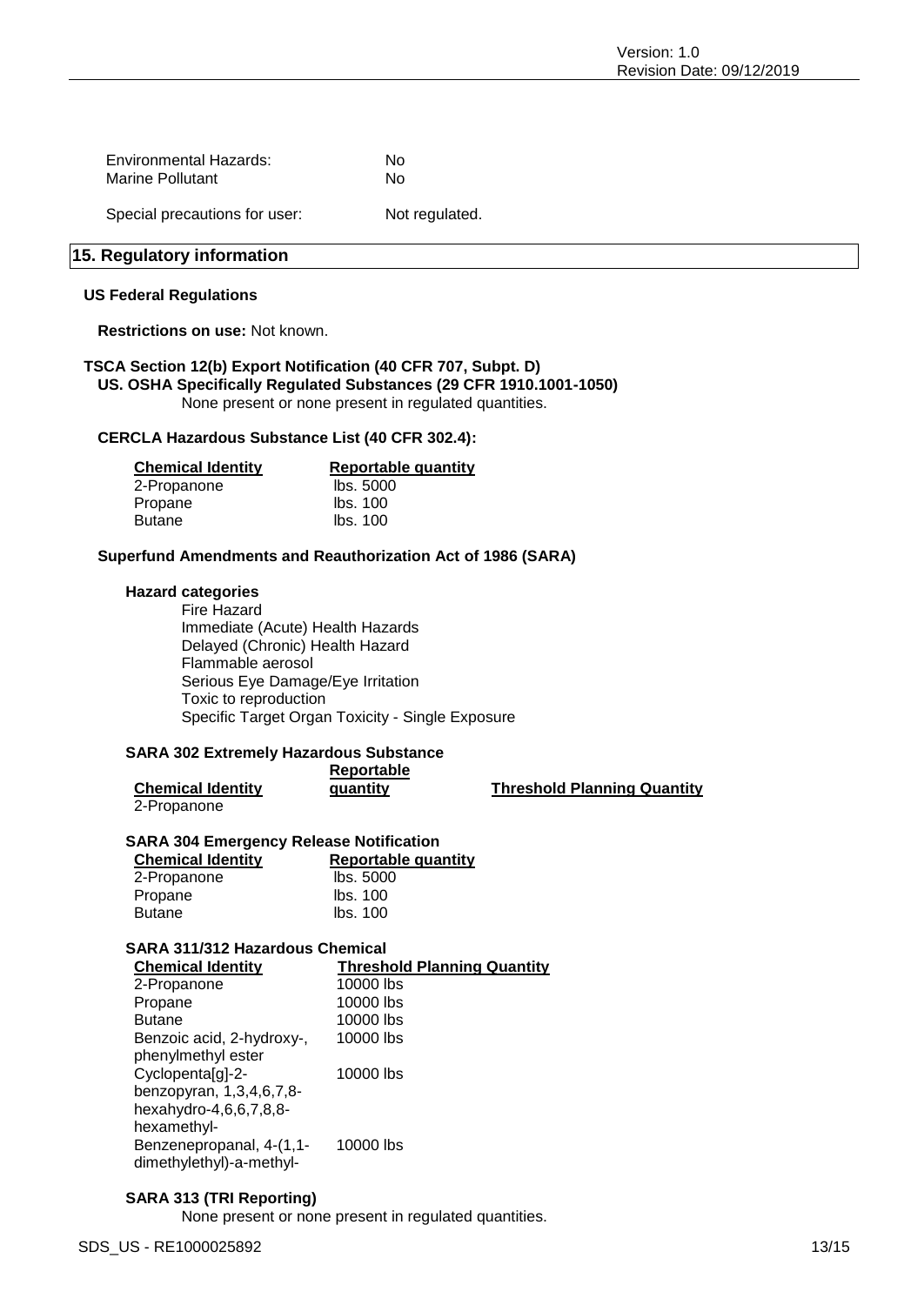| | |
|---|---|
| Environmental Hazards: | No |
| Marine Pollutant | No |

Special precautions for user: Not regulated.

## 15. Regulatory information

### US Federal Regulations

**Restrictions on use:** Not known.

**TSCA Section 12(b) Export Notification (40 CFR 707, Subpt. D)**
**US. OSHA Specifically Regulated Substances (29 CFR 1910.1001-1050)**
None present or none present in regulated quantities.

**CERCLA Hazardous Substance List (40 CFR 302.4):**

| Chemical Identity | Reportable quantity |
|---|---|
| 2-Propanone | lbs. 5000 |
| Propane | lbs. 100 |
| Butane | lbs. 100 |

**Superfund Amendments and Reauthorization Act of 1986 (SARA)**

**Hazard categories**

Fire Hazard
Immediate (Acute) Health Hazards
Delayed (Chronic) Health Hazard
Flammable aerosol
Serious Eye Damage/Eye Irritation
Toxic to reproduction
Specific Target Organ Toxicity - Single Exposure

**SARA 302 Extremely Hazardous Substance**

| Chemical Identity | Reportable quantity | Threshold Planning Quantity |
|---|---|---|
| 2-Propanone | | |

**SARA 304 Emergency Release Notification**

| Chemical Identity | Reportable quantity |
|---|---|
| 2-Propanone | lbs. 5000 |
| Propane | lbs. 100 |
| Butane | lbs. 100 |

**SARA 311/312 Hazardous Chemical**

| Chemical Identity | Threshold Planning Quantity |
|---|---|
| 2-Propanone | 10000 lbs |
| Propane | 10000 lbs |
| Butane | 10000 lbs |
| Benzoic acid, 2-hydroxy-, phenylmethyl ester | 10000 lbs |
| Cyclopenta[g]-2-benzopyran, 1,3,4,6,7,8-hexahydro-4,6,6,7,8,8-hexamethyl- | 10000 lbs |
| Benzenepropanal, 4-(1,1-dimethylethyl)-a-methyl- | 10000 lbs |

**SARA 313 (TRI Reporting)**

None present or none present in regulated quantities.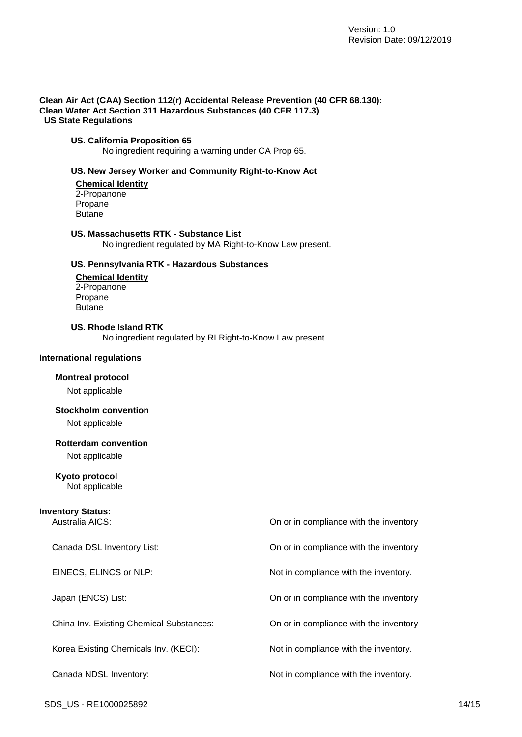**Clean Air Act (CAA) Section 112(r) Accidental Release Prevention (40 CFR 68.130):**

**Clean Water Act Section 311 Hazardous Substances (40 CFR 117.3)**

**US State Regulations**

**US. California Proposition 65**

No ingredient requiring a warning under CA Prop 65.

**US. New Jersey Worker and Community Right-to-Know Act**

**Chemical Identity**

2-Propanone
Propane
Butane

**US. Massachusetts RTK - Substance List**

No ingredient regulated by MA Right-to-Know Law present.

**US. Pennsylvania RTK - Hazardous Substances**

**Chemical Identity**

2-Propanone
Propane
Butane

**US. Rhode Island RTK**

No ingredient regulated by RI Right-to-Know Law present.

**International regulations**

**Montreal protocol**

Not applicable

**Stockholm convention**

Not applicable

**Rotterdam convention**

Not applicable

**Kyoto protocol**

Not applicable

**Inventory Status:**

| | |
|---|---|
| Australia AICS: | On or in compliance with the inventory |
| Canada DSL Inventory List: | On or in compliance with the inventory |
| EINECS, ELINCS or NLP: | Not in compliance with the inventory. |
| Japan (ENCS) List: | On or in compliance with the inventory |
| China Inv. Existing Chemical Substances: | On or in compliance with the inventory |
| Korea Existing Chemicals Inv. (KECI): | Not in compliance with the inventory. |
| Canada NDSL Inventory: | Not in compliance with the inventory. |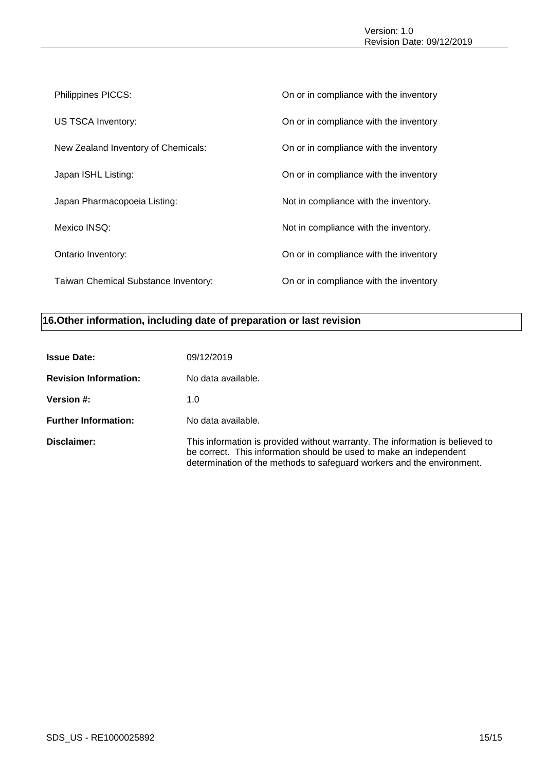| | |
|---|---|
| Philippines PICCS: | On or in compliance with the inventory |
| US TSCA Inventory: | On or in compliance with the inventory |
| New Zealand Inventory of Chemicals: | On or in compliance with the inventory |
| Japan ISHL Listing: | On or in compliance with the inventory |
| Japan Pharmacopoeia Listing: | Not in compliance with the inventory. |
| Mexico INSQ: | Not in compliance with the inventory. |
| Ontario Inventory: | On or in compliance with the inventory |
| Taiwan Chemical Substance Inventory: | On or in compliance with the inventory |

## 16.Other information, including date of preparation or last revision

| | |
|---|---|
| **Issue Date:** | 09/12/2019 |
| **Revision Information:** | No data available. |
| **Version #:** | 1.0 |
| **Further Information:** | No data available. |
| **Disclaimer:** | This information is provided without warranty. The information is believed to be correct. This information should be used to make an independent determination of the methods to safeguard workers and the environment. |